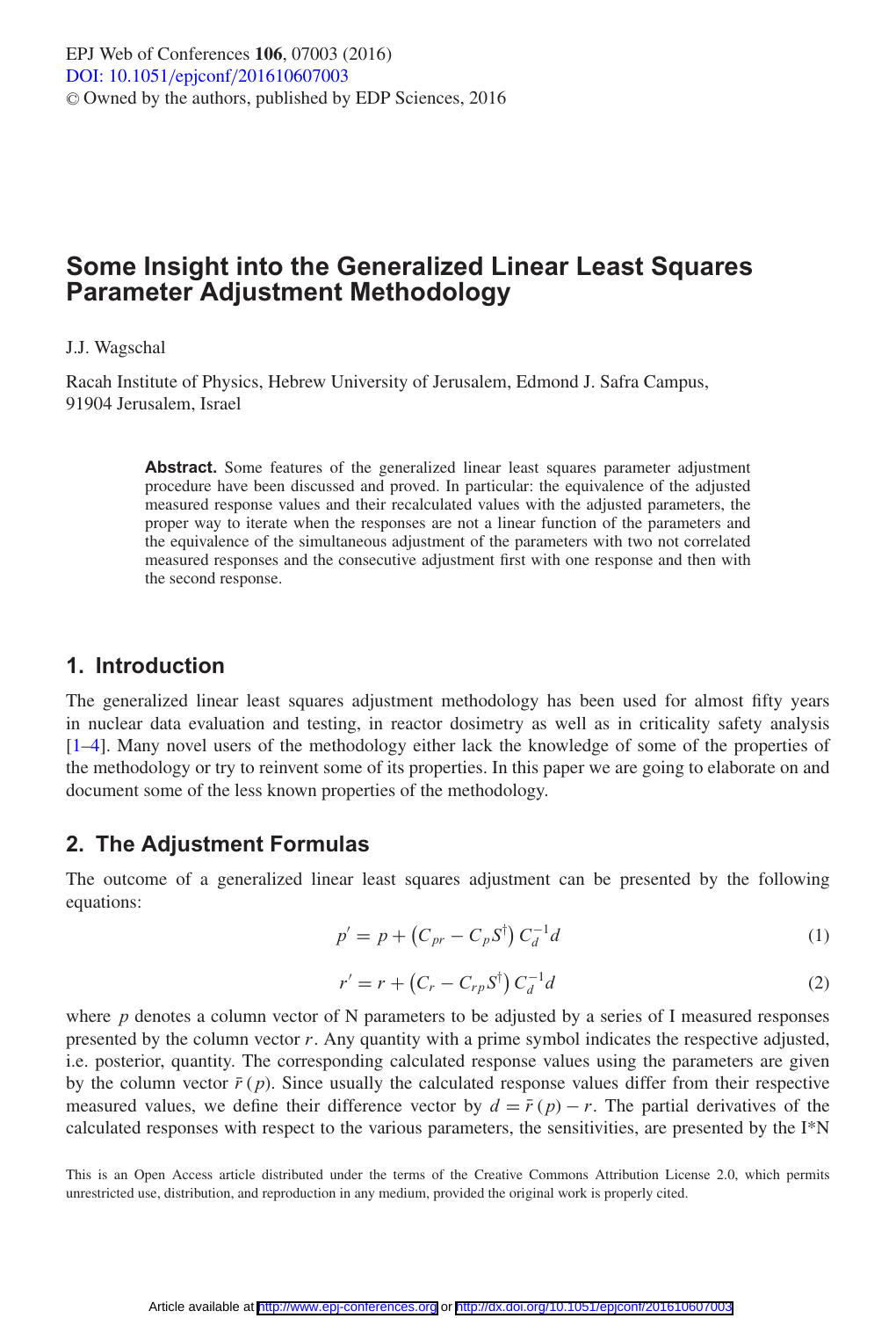# Some Insight into the Generalized Linear Least Squares Parameter Adjustment Methodology

J.J. Wagschal

Racah Institute of Physics, Hebrew University of Jerusalem, Edmond J. Safra Campus, 91904 Jerusalem, Israel

**Abstract.** Some features of the generalized linear least squares parameter adjustment procedure have been discussed and proved. In particular: the equivalence of the adjusted measured response values and their recalculated values with the adjusted parameters, the proper way to iterate when the responses are not a linear function of the parameters and the equivalence of the simultaneous adjustment of the parameters with two not correlated measured responses and the consecutive adjustment first with one response and then with the second response.

## 1. Introduction

The generalized linear least squares adjustment methodology has been used for almost fifty years in nuclear data evaluation and testing, in reactor dosimetry as well as in criticality safety analysis [1–4]. Many novel users of the methodology either lack the knowledge of some of the properties of the methodology or try to reinvent some of its properties. In this paper we are going to elaborate on and document some of the less known properties of the methodology.

## 2. The Adjustment Formulas

The outcome of a generalized linear least squares adjustment can be presented by the following equations:

$$p' = p + \left(C_{pr} - C_p S^{\dagger}\right) C_d^{-1} d \tag{1}$$

$$r' = r + \left(C_r - C_{rp} S^{\dagger}\right) C_d^{-1} d \tag{2}$$

where $p$ denotes a column vector of N parameters to be adjusted by a series of I measured responses presented by the column vector $r$. Any quantity with a prime symbol indicates the respective adjusted, i.e. posterior, quantity. The corresponding calculated response values using the parameters are given by the column vector $\bar{r}(p)$. Since usually the calculated response values differ from their respective measured values, we define their difference vector by $d = \bar{r}(p) - r$. The partial derivatives of the calculated responses with respect to the various parameters, the sensitivities, are presented by the I*N

This is an Open Access article distributed under the terms of the Creative Commons Attribution License 2.0, which permits unrestricted use, distribution, and reproduction in any medium, provided the original work is properly cited.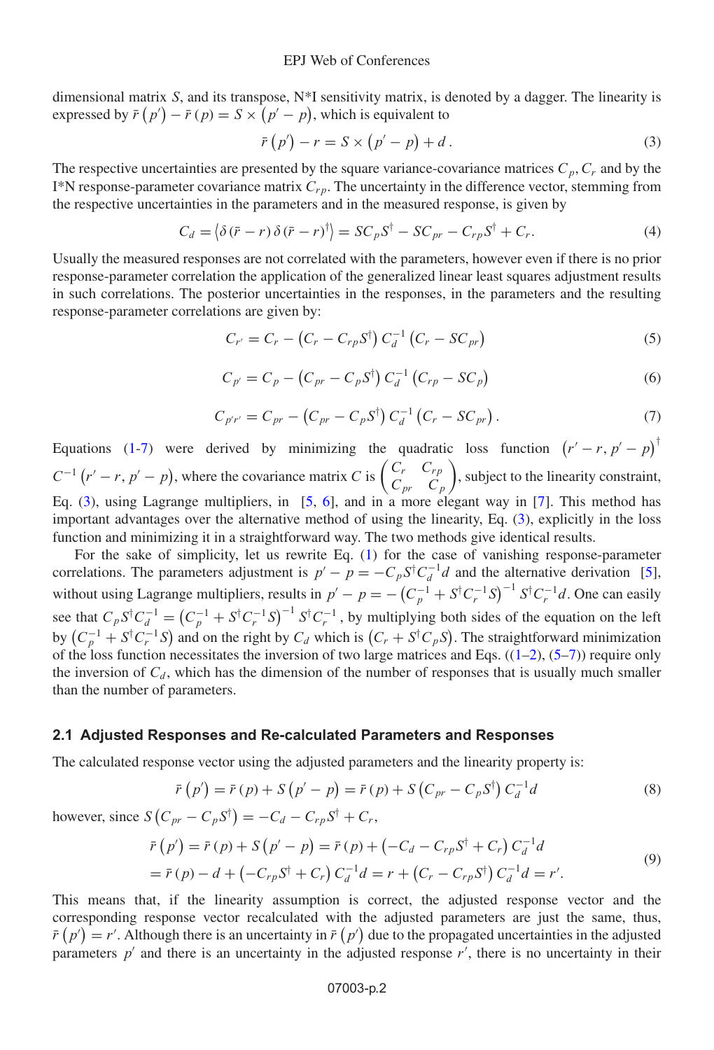dimensional matrix $S$, and its transpose, N*I sensitivity matrix, is denoted by a dagger. The linearity is expressed by $\bar{r}(p') - \bar{r}(p) = S \times (p' - p)$, which is equivalent to

$$\bar{r}(p') - r = S \times (p' - p) + d\,. \tag{3}$$

The respective uncertainties are presented by the square variance-covariance matrices $C_p, C_r$ and by the I*N response-parameter covariance matrix $C_{rp}$. The uncertainty in the difference vector, stemming from the respective uncertainties in the parameters and in the measured response, is given by

$$C_d = \left\langle \delta(\bar{r} - r)\, \delta(\bar{r} - r)^{\dagger} \right\rangle = SC_pS^{\dagger} - SC_{pr} - C_{rp}S^{\dagger} + C_r. \tag{4}$$

Usually the measured responses are not correlated with the parameters, however even if there is no prior response-parameter correlation the application of the generalized linear least squares adjustment results in such correlations. The posterior uncertainties in the responses, in the parameters and the resulting response-parameter correlations are given by:

$$C_{r'} = C_r - \left(C_r - C_{rp}S^{\dagger}\right) C_d^{-1} \left(C_r - SC_{pr}\right) \tag{5}$$

$$C_{p'} = C_p - \left(C_{pr} - C_pS^{\dagger}\right) C_d^{-1} \left(C_{rp} - SC_p\right) \tag{6}$$

$$C_{p'r'} = C_{pr} - \left(C_{pr} - C_pS^{\dagger}\right) C_d^{-1} \left(C_r - SC_{pr}\right). \tag{7}$$

Equations (1-7) were derived by minimizing the quadratic loss function $\left(r' - r, p' - p\right)^{\dagger} C^{-1} \left(r' - r, p' - p\right)$, where the covariance matrix $C$ is $\begin{pmatrix} C_r & C_{rp} \\ C_{pr} & C_p \end{pmatrix}$, subject to the linearity constraint, Eq. (3), using Lagrange multipliers, in [5, 6], and in a more elegant way in [7]. This method has important advantages over the alternative method of using the linearity, Eq. (3), explicitly in the loss function and minimizing it in a straightforward way. The two methods give identical results.

For the sake of simplicity, let us rewrite Eq. (1) for the case of vanishing response-parameter correlations. The parameters adjustment is $p' - p = -C_pS^{\dagger}C_d^{-1}d$ and the alternative derivation [5], without using Lagrange multipliers, results in $p' - p = -\left(C_p^{-1} + S^{\dagger}C_r^{-1}S\right)^{-1} S^{\dagger}C_r^{-1}d$. One can easily see that $C_pS^{\dagger}C_d^{-1} = \left(C_p^{-1} + S^{\dagger}C_r^{-1}S\right)^{-1} S^{\dagger}C_r^{-1}$, by multiplying both sides of the equation on the left by $\left(C_p^{-1} + S^{\dagger}C_r^{-1}S\right)$ and on the right by $C_d$ which is $\left(C_r + S^{\dagger}C_pS\right)$. The straightforward minimization of the loss function necessitates the inversion of two large matrices and Eqs. ((1–2), (5–7)) require only the inversion of $C_d$, which has the dimension of the number of responses that is usually much smaller than the number of parameters.

### 2.1 Adjusted Responses and Re-calculated Parameters and Responses

The calculated response vector using the adjusted parameters and the linearity property is:

$$\bar{r}(p') = \bar{r}(p) + S(p' - p) = \bar{r}(p) + S\left(C_{pr} - C_pS^{\dagger}\right) C_d^{-1} d \tag{8}$$

however, since $S\left(C_{pr} - C_pS^{\dagger}\right) = -C_d - C_{rp}S^{\dagger} + C_r$,

$$\begin{aligned} \bar{r}(p') &= \bar{r}(p) + S(p' - p) = \bar{r}(p) + \left(-C_d - C_{rp}S^{\dagger} + C_r\right) C_d^{-1} d \\ &= \bar{r}(p) - d + \left(-C_{rp}S^{\dagger} + C_r\right) C_d^{-1} d = r + \left(C_r - C_{rp}S^{\dagger}\right) C_d^{-1} d = r'. \end{aligned} \tag{9}$$

This means that, if the linearity assumption is correct, the adjusted response vector and the corresponding response vector recalculated with the adjusted parameters are just the same, thus, $\bar{r}(p') = r'$. Although there is an uncertainty in $\bar{r}(p')$ due to the propagated uncertainties in the adjusted parameters $p'$ and there is an uncertainty in the adjusted response $r'$, there is no uncertainty in their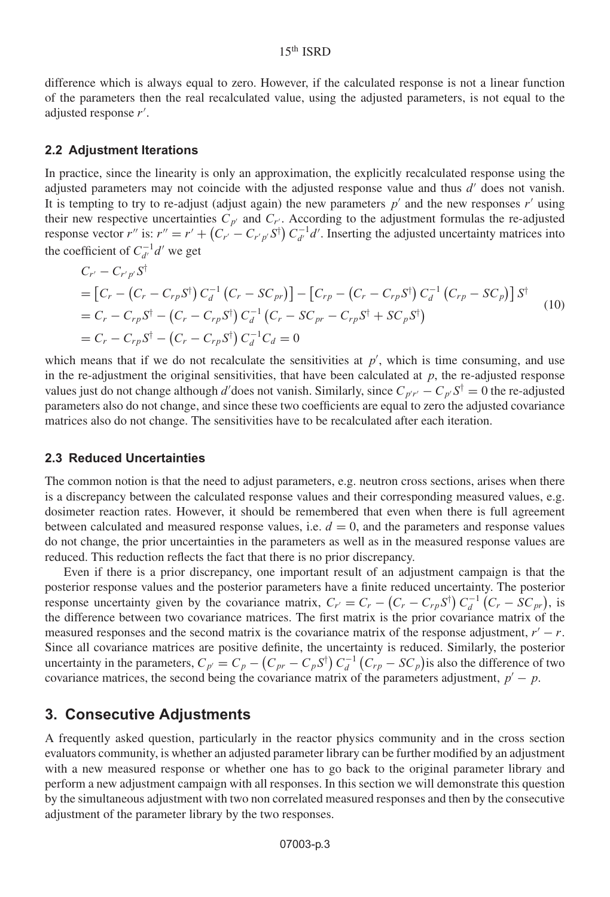difference which is always equal to zero. However, if the calculated response is not a linear function of the parameters then the real recalculated value, using the adjusted parameters, is not equal to the adjusted response $r'$.

### 2.2 Adjustment Iterations

In practice, since the linearity is only an approximation, the explicitly recalculated response using the adjusted parameters may not coincide with the adjusted response value and thus $d'$ does not vanish. It is tempting to try to re-adjust (adjust again) the new parameters $p'$ and the new responses $r'$ using their new respective uncertainties $C_{p'}$ and $C_{r'}$. According to the adjustment formulas the re-adjusted response vector $r''$ is: $r'' = r' + \left(C_{r'} - C_{r'p'}S^{\dagger}\right) C_{d'}^{-1} d'$. Inserting the adjusted uncertainty matrices into the coefficient of $C_{d'}^{-1} d'$ we get

$$
\begin{aligned}
& C_{r'} - C_{r'p'}S^{\dagger} \\
&= \left[C_r - \left(C_r - C_{rp}S^{\dagger}\right) C_d^{-1}\left(C_r - SC_{pr}\right)\right] - \left[C_{rp} - \left(C_r - C_{rp}S^{\dagger}\right) C_d^{-1}\left(C_{rp} - SC_p\right)\right] S^{\dagger} \\
&= C_r - C_{rp}S^{\dagger} - \left(C_r - C_{rp}S^{\dagger}\right) C_d^{-1}\left(C_r - SC_{pr} - C_{rp}S^{\dagger} + SC_pS^{\dagger}\right) \\
&= C_r - C_{rp}S^{\dagger} - \left(C_r - C_{rp}S^{\dagger}\right) C_d^{-1} C_d = 0
\end{aligned}
\tag{10}
$$

which means that if we do not recalculate the sensitivities at $p'$, which is time consuming, and use in the re-adjustment the original sensitivities, that have been calculated at $p$, the re-adjusted response values just do not change although $d'$ does not vanish. Similarly, since $C_{p'r'} - C_{p'}S^{\dagger} = 0$ the re-adjusted parameters also do not change, and since these two coefficients are equal to zero the adjusted covariance matrices also do not change. The sensitivities have to be recalculated after each iteration.

### 2.3 Reduced Uncertainties

The common notion is that the need to adjust parameters, e.g. neutron cross sections, arises when there is a discrepancy between the calculated response values and their corresponding measured values, e.g. dosimeter reaction rates. However, it should be remembered that even when there is full agreement between calculated and measured response values, i.e. $d = 0$, and the parameters and response values do not change, the prior uncertainties in the parameters as well as in the measured response values are reduced. This reduction reflects the fact that there is no prior discrepancy.

Even if there is a prior discrepancy, one important result of an adjustment campaign is that the posterior response values and the posterior parameters have a finite reduced uncertainty. The posterior response uncertainty given by the covariance matrix, $C_{r'} = C_r - \left(C_r - C_{rp}S^{\dagger}\right) C_d^{-1}\left(C_r - SC_{pr}\right)$, is the difference between two covariance matrices. The first matrix is the prior covariance matrix of the measured responses and the second matrix is the covariance matrix of the response adjustment, $r' - r$. Since all covariance matrices are positive definite, the uncertainty is reduced. Similarly, the posterior uncertainty in the parameters, $C_{p'} = C_p - \left(C_{pr} - C_pS^{\dagger}\right) C_d^{-1}\left(C_{rp} - SC_p\right)$ is also the difference of two covariance matrices, the second being the covariance matrix of the parameters adjustment, $p' - p$.

## 3. Consecutive Adjustments

A frequently asked question, particularly in the reactor physics community and in the cross section evaluators community, is whether an adjusted parameter library can be further modified by an adjustment with a new measured response or whether one has to go back to the original parameter library and perform a new adjustment campaign with all responses. In this section we will demonstrate this question by the simultaneous adjustment with two non correlated measured responses and then by the consecutive adjustment of the parameter library by the two responses.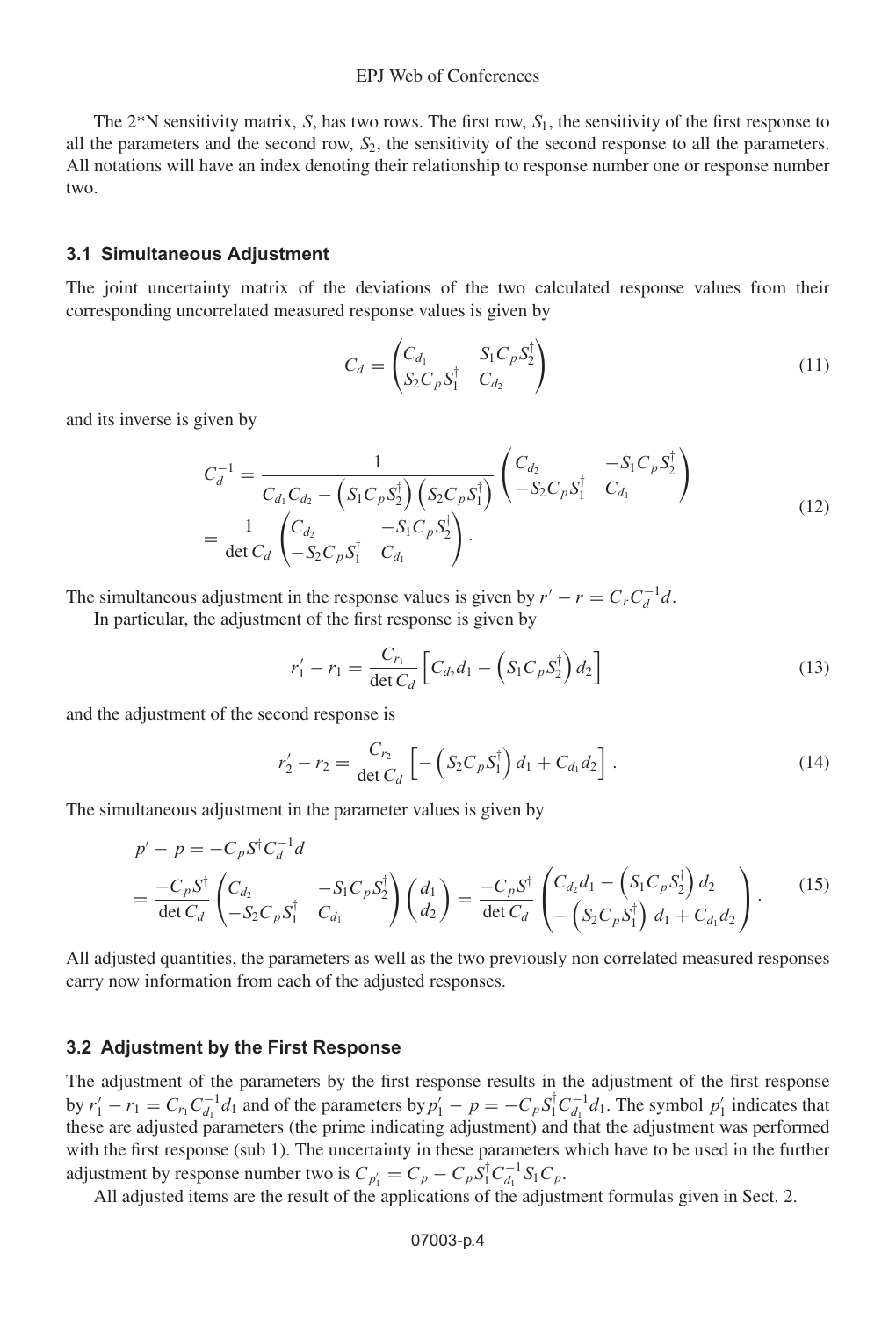The 2*N sensitivity matrix, $S$, has two rows. The first row, $S_1$, the sensitivity of the first response to all the parameters and the second row, $S_2$, the sensitivity of the second response to all the parameters. All notations will have an index denoting their relationship to response number one or response number two.

### 3.1 Simultaneous Adjustment

The joint uncertainty matrix of the deviations of the two calculated response values from their corresponding uncorrelated measured response values is given by

$$C_d = \begin{pmatrix} C_{d_1} & S_1 C_p S_2^{\dagger} \\ S_2 C_p S_1^{\dagger} & C_{d_2} \end{pmatrix} \tag{11}$$

and its inverse is given by

$$\begin{aligned} C_d^{-1} &= \frac{1}{C_{d_1} C_{d_2} - \left(S_1 C_p S_2^{\dagger}\right)\left(S_2 C_p S_1^{\dagger}\right)} \begin{pmatrix} C_{d_2} & -S_1 C_p S_2^{\dagger} \\ -S_2 C_p S_1^{\dagger} & C_{d_1} \end{pmatrix} \\ &= \frac{1}{\det C_d} \begin{pmatrix} C_{d_2} & -S_1 C_p S_2^{\dagger} \\ -S_2 C_p S_1^{\dagger} & C_{d_1} \end{pmatrix}. \end{aligned} \tag{12}$$

The simultaneous adjustment in the response values is given by $r' - r = C_r C_d^{-1} d$.

In particular, the adjustment of the first response is given by

$$r_1' - r_1 = \frac{C_{r_1}}{\det C_d} \left[ C_{d_2} d_1 - \left(S_1 C_p S_2^{\dagger}\right) d_2 \right] \tag{13}$$

and the adjustment of the second response is

$$r_2' - r_2 = \frac{C_{r_2}}{\det C_d} \left[ -\left(S_2 C_p S_1^{\dagger}\right) d_1 + C_{d_1} d_2 \right]. \tag{14}$$

The simultaneous adjustment in the parameter values is given by

$$\begin{aligned} p' - p &= -C_p S^{\dagger} C_d^{-1} d \\ &= \frac{-C_p S^{\dagger}}{\det C_d} \begin{pmatrix} C_{d_2} & -S_1 C_p S_2^{\dagger} \\ -S_2 C_p S_1^{\dagger} & C_{d_1} \end{pmatrix} \begin{pmatrix} d_1 \\ d_2 \end{pmatrix} = \frac{-C_p S^{\dagger}}{\det C_d} \begin{pmatrix} C_{d_2} d_1 - \left(S_1 C_p S_2^{\dagger}\right) d_2 \\ -\left(S_2 C_p S_1^{\dagger}\right) d_1 + C_{d_1} d_2 \end{pmatrix}. \end{aligned} \tag{15}$$

All adjusted quantities, the parameters as well as the two previously non correlated measured responses carry now information from each of the adjusted responses.

### 3.2 Adjustment by the First Response

The adjustment of the parameters by the first response results in the adjustment of the first response by $r_1' - r_1 = C_{r_1} C_{d_1}^{-1} d_1$ and of the parameters by $p_1' - p = -C_p S_1^{\dagger} C_{d_1}^{-1} d_1$. The symbol $p_1'$ indicates that these are adjusted parameters (the prime indicating adjustment) and that the adjustment was performed with the first response (sub 1). The uncertainty in these parameters which have to be used in the further adjustment by response number two is $C_{p_1'} = C_p - C_p S_1^{\dagger} C_{d_1}^{-1} S_1 C_p$.

All adjusted items are the result of the applications of the adjustment formulas given in Sect. 2.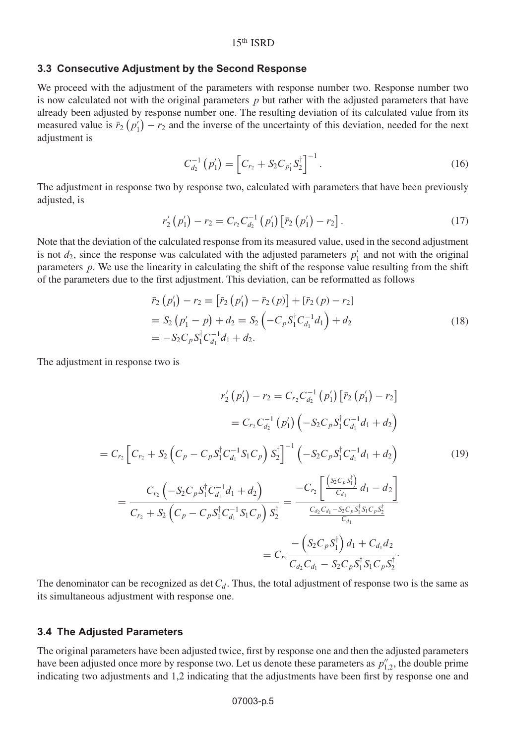### 3.3 Consecutive Adjustment by the Second Response

We proceed with the adjustment of the parameters with response number two. Response number two is now calculated not with the original parameters $p$ but rather with the adjusted parameters that have already been adjusted by response number one. The resulting deviation of its calculated value from its measured value is $\bar{r}_2\left(p_1'\right) - r_2$ and the inverse of the uncertainty of this deviation, needed for the next adjustment is

$$C_{d_2}^{-1}\left(p_1'\right) = \left[C_{r_2} + S_2 C_{p_1'} S_2^{\dagger}\right]^{-1}. \tag{16}$$

The adjustment in response two by response two, calculated with parameters that have been previously adjusted, is

$$r_2'\left(p_1'\right) - r_2 = C_{r_2} C_{d_2}^{-1}\left(p_1'\right)\left[\bar{r}_2\left(p_1'\right) - r_2\right]. \tag{17}$$

Note that the deviation of the calculated response from its measured value, used in the second adjustment is not $d_2$, since the response was calculated with the adjusted parameters $p_1'$ and not with the original parameters $p$. We use the linearity in calculating the shift of the response value resulting from the shift of the parameters due to the first adjustment. This deviation, can be reformatted as follows

$$\begin{aligned}
\bar{r}_2\left(p_1'\right) - r_2 &= \left[\bar{r}_2\left(p_1'\right) - \bar{r}_2\left(p\right)\right] + \left[\bar{r}_2\left(p\right) - r_2\right] \\
&= S_2\left(p_1' - p\right) + d_2 = S_2\left(-C_p S_1^{\dagger} C_{d_1}^{-1} d_1\right) + d_2 \\
&= -S_2 C_p S_1^{\dagger} C_{d_1}^{-1} d_1 + d_2.
\end{aligned} \tag{18}$$

The adjustment in response two is

$$\begin{aligned}
r_2'\left(p_1'\right) - r_2 &= C_{r_2} C_{d_2}^{-1}\left(p_1'\right)\left[\bar{r}_2\left(p_1'\right) - r_2\right] \\
&= C_{r_2} C_{d_2}^{-1}\left(p_1'\right)\left(-S_2 C_p S_1^{\dagger} C_{d_1}^{-1} d_1 + d_2\right) \\
&= C_{r_2}\left[C_{r_2} + S_2\left(C_p - C_p S_1^{\dagger} C_{d_1}^{-1} S_1 C_p\right) S_2^{\dagger}\right]^{-1}\left(-S_2 C_p S_1^{\dagger} C_{d_1}^{-1} d_1 + d_2\right) \\
&= \frac{C_{r_2}\left(-S_2 C_p S_1^{\dagger} C_{d_1}^{-1} d_1 + d_2\right)}{C_{r_2} + S_2\left(C_p - C_p S_1^{\dagger} C_{d_1}^{-1} S_1 C_p\right) S_2^{\dagger}} = \frac{-C_{r_2}\left[\frac{\left(S_2 C_p S_1^{\dagger}\right)}{C_{d_1}} d_1 - d_2\right]}{\frac{C_{d_2} C_{d_1} - S_2 C_p S_1^{\dagger} S_1 C_p S_2^{\dagger}}{C_{d_1}}} \\
&= C_{r_2} \frac{-\left(S_2 C_p S_1^{\dagger}\right) d_1 + C_{d_1} d_2}{C_{d_2} C_{d_1} - S_2 C_p S_1^{\dagger} S_1 C_p S_2^{\dagger}}.
\end{aligned} \tag{19}$$

The denominator can be recognized as $\det C_d$. Thus, the total adjustment of response two is the same as its simultaneous adjustment with response one.

### 3.4 The Adjusted Parameters

The original parameters have been adjusted twice, first by response one and then the adjusted parameters have been adjusted once more by response two. Let us denote these parameters as $p_{1,2}''$, the double prime indicating two adjustments and 1,2 indicating that the adjustments have been first by response one and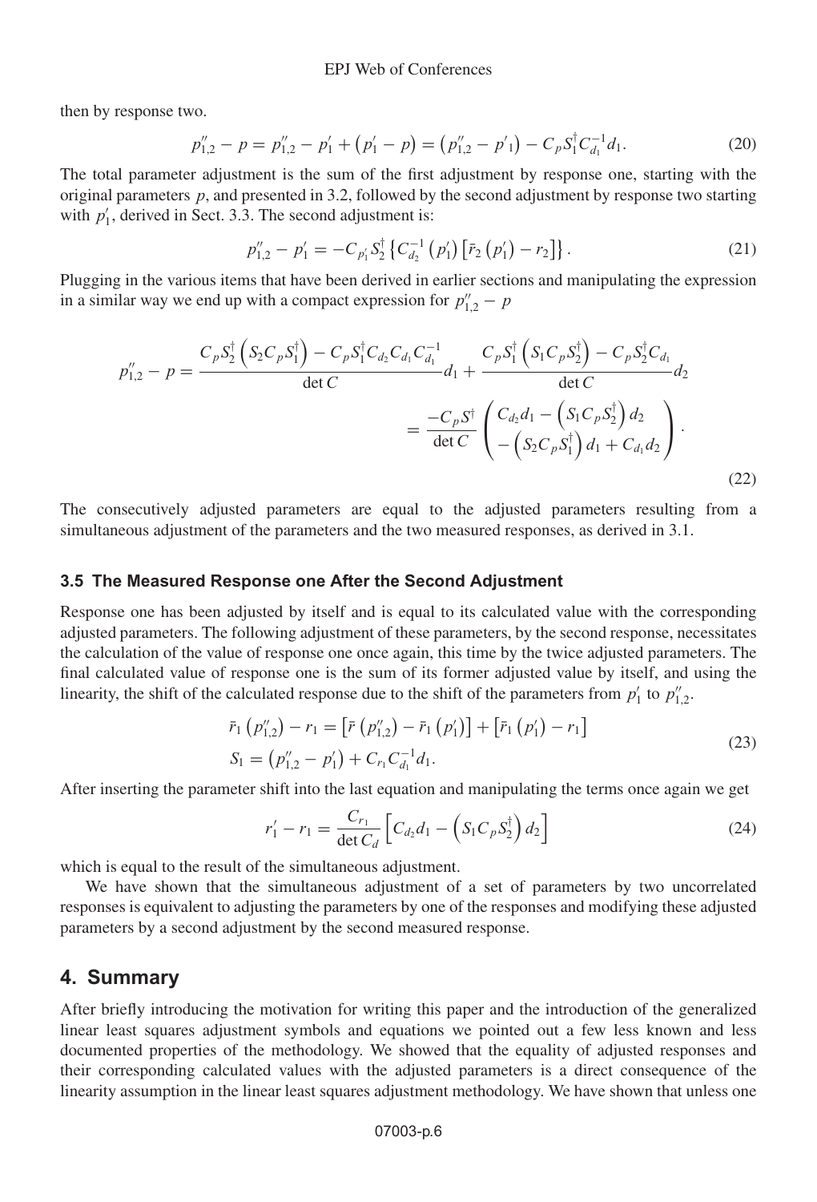then by response two.

$$p''_{1,2} - p = p''_{1,2} - p'_1 + \left(p'_1 - p\right) = \left(p''_{1,2} - p'{}_1\right) - C_p S_1^{\dagger} C_{d_1}^{-1} d_1. \tag{20}$$

The total parameter adjustment is the sum of the first adjustment by response one, starting with the original parameters $p$, and presented in 3.2, followed by the second adjustment by response two starting with $p'_1$, derived in Sect. 3.3. The second adjustment is:

$$p''_{1,2} - p'_1 = -C_{p'_1} S_2^{\dagger} \left\{ C_{d_2}^{-1}\left(p'_1\right)\left[\bar{r}_2\left(p'_1\right) - r_2\right]\right\}. \tag{21}$$

Plugging in the various items that have been derived in earlier sections and manipulating the expression in a similar way we end up with a compact expression for $p''_{1,2} - p$

$$\begin{aligned} p''_{1,2} - p = \frac{C_p S_2^{\dagger}\left(S_2 C_p S_1^{\dagger}\right) - C_p S_1^{\dagger} C_{d_2} C_{d_1} C_{d_1}^{-1}}{\det C} d_1 + \frac{C_p S_1^{\dagger}\left(S_1 C_p S_2^{\dagger}\right) - C_p S_2^{\dagger} C_{d_1}}{\det C} d_2 \\ = \frac{-C_p S^{\dagger}}{\det C} \begin{pmatrix} C_{d_2} d_1 - \left(S_1 C_p S_2^{\dagger}\right) d_2 \\ -\left(S_2 C_p S_1^{\dagger}\right) d_1 + C_{d_1} d_2 \end{pmatrix}. \end{aligned} \tag{22}$$

The consecutively adjusted parameters are equal to the adjusted parameters resulting from a simultaneous adjustment of the parameters and the two measured responses, as derived in 3.1.

### 3.5 The Measured Response one After the Second Adjustment

Response one has been adjusted by itself and is equal to its calculated value with the corresponding adjusted parameters. The following adjustment of these parameters, by the second response, necessitates the calculation of the value of response one once again, this time by the twice adjusted parameters. The final calculated value of response one is the sum of its former adjusted value by itself, and using the linearity, the shift of the calculated response due to the shift of the parameters from $p'_1$ to $p''_{1,2}$.

$$\begin{aligned} \bar{r}_1\left(p''_{1,2}\right) - r_1 &= \left[\bar{r}\left(p''_{1,2}\right) - \bar{r}_1\left(p'_1\right)\right] + \left[\bar{r}_1\left(p'_1\right) - r_1\right] \\ S_1 &= \left(p''_{1,2} - p'_1\right) + C_{r_1} C_{d_1}^{-1} d_1. \end{aligned} \tag{23}$$

After inserting the parameter shift into the last equation and manipulating the terms once again we get

$$r'_1 - r_1 = \frac{C_{r_1}}{\det C_d}\left[C_{d_2} d_1 - \left(S_1 C_p S_2^{\dagger}\right) d_2\right] \tag{24}$$

which is equal to the result of the simultaneous adjustment.

We have shown that the simultaneous adjustment of a set of parameters by two uncorrelated responses is equivalent to adjusting the parameters by one of the responses and modifying these adjusted parameters by a second adjustment by the second measured response.

## 4. Summary

After briefly introducing the motivation for writing this paper and the introduction of the generalized linear least squares adjustment symbols and equations we pointed out a few less known and less documented properties of the methodology. We showed that the equality of adjusted responses and their corresponding calculated values with the adjusted parameters is a direct consequence of the linearity assumption in the linear least squares adjustment methodology. We have shown that unless one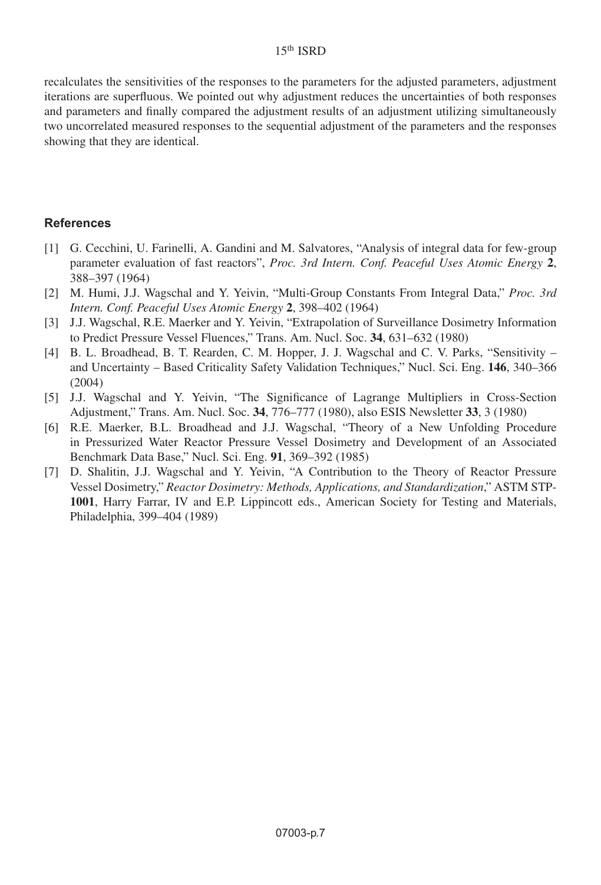recalculates the sensitivities of the responses to the parameters for the adjusted parameters, adjustment iterations are superfluous. We pointed out why adjustment reduces the uncertainties of both responses and parameters and finally compared the adjustment results of an adjustment utilizing simultaneously two uncorrelated measured responses to the sequential adjustment of the parameters and the responses showing that they are identical.

## References

[1] G. Cecchini, U. Farinelli, A. Gandini and M. Salvatores, "Analysis of integral data for few-group parameter evaluation of fast reactors", *Proc. 3rd Intern. Conf. Peaceful Uses Atomic Energy* **2**, 388–397 (1964)

[2] M. Humi, J.J. Wagschal and Y. Yeivin, "Multi-Group Constants From Integral Data," *Proc. 3rd Intern. Conf. Peaceful Uses Atomic Energy* **2**, 398–402 (1964)

[3] J.J. Wagschal, R.E. Maerker and Y. Yeivin, "Extrapolation of Surveillance Dosimetry Information to Predict Pressure Vessel Fluences," Trans. Am. Nucl. Soc. **34**, 631–632 (1980)

[4] B. L. Broadhead, B. T. Rearden, C. M. Hopper, J. J. Wagschal and C. V. Parks, "Sensitivity – and Uncertainty – Based Criticality Safety Validation Techniques," Nucl. Sci. Eng. **146**, 340–366 (2004)

[5] J.J. Wagschal and Y. Yeivin, "The Significance of Lagrange Multipliers in Cross-Section Adjustment," Trans. Am. Nucl. Soc. **34**, 776–777 (1980), also ESIS Newsletter **33**, 3 (1980)

[6] R.E. Maerker, B.L. Broadhead and J.J. Wagschal, "Theory of a New Unfolding Procedure in Pressurized Water Reactor Pressure Vessel Dosimetry and Development of an Associated Benchmark Data Base," Nucl. Sci. Eng. **91**, 369–392 (1985)

[7] D. Shalitin, J.J. Wagschal and Y. Yeivin, "A Contribution to the Theory of Reactor Pressure Vessel Dosimetry," *Reactor Dosimetry: Methods, Applications, and Standardization*," ASTM STP-**1001**, Harry Farrar, IV and E.P. Lippincott eds., American Society for Testing and Materials, Philadelphia, 399–404 (1989)